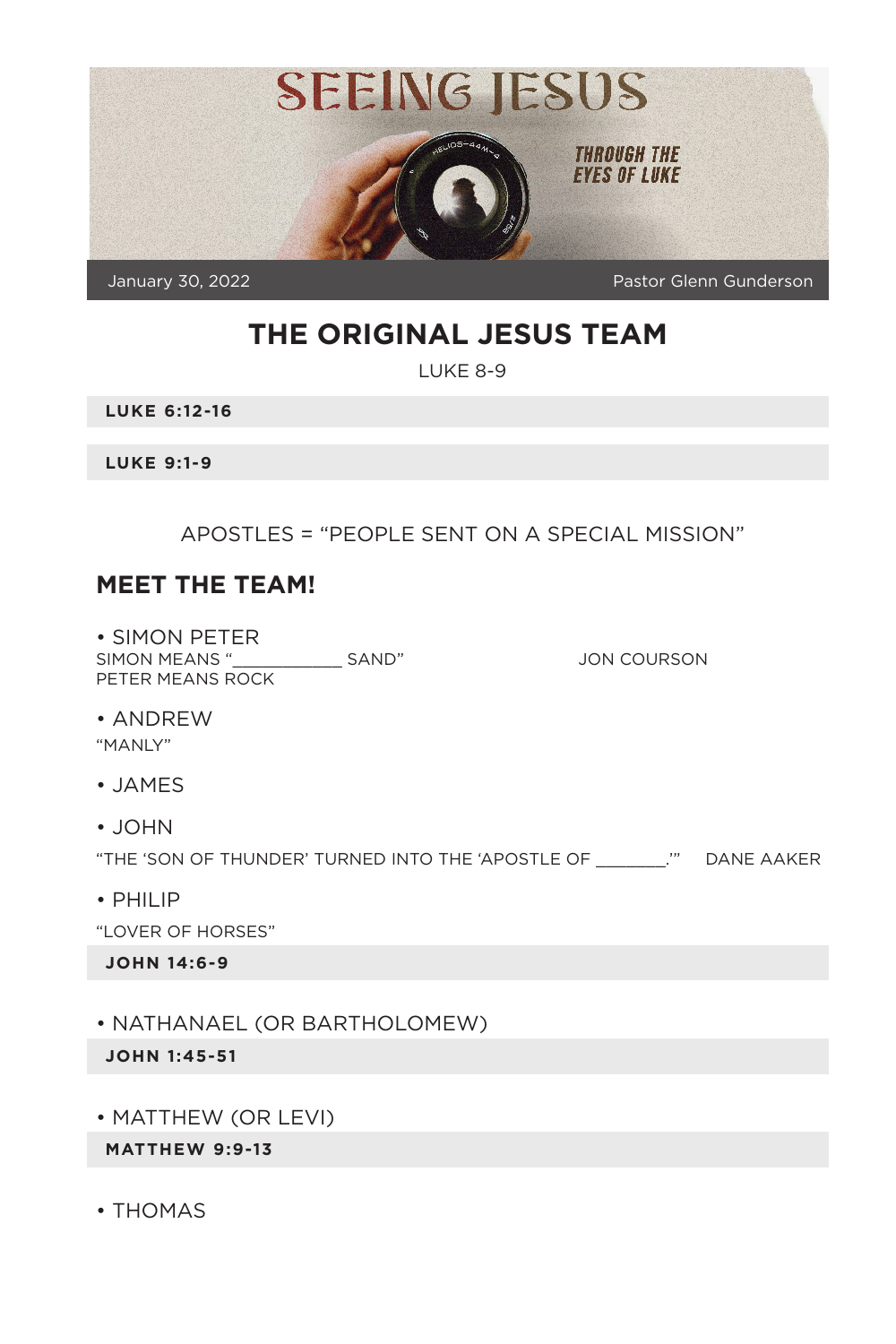# SEEING JESUS

THROUGH THE EYES OF LUKE

January 30, 2022 — Pastor Glenn Gunderson

## THE ORIGINAL JESUS TEAM

LUKE 8-9

**LUKE 6:12-16**

**LUKE 9:1-9**

APOSTLES = "PEOPLE SENT ON A SPECIAL MISSION"

## MEET THE TEAM!

- SIMON PETER

SIMON MEANS "___________ SAND" — JON COURSON
PETER MEANS ROCK

- ANDREW

"MANLY"

- JAMES

- JOHN

"THE 'SON OF THUNDER' TURNED INTO THE 'APOSTLE OF ________.'" — DANE AAKER

- PHILIP

"LOVER OF HORSES"

**JOHN 14:6-9**

- NATHANAEL (OR BARTHOLOMEW)

**JOHN 1:45-51**

- MATTHEW (OR LEVI)

**MATTHEW 9:9-13**

- THOMAS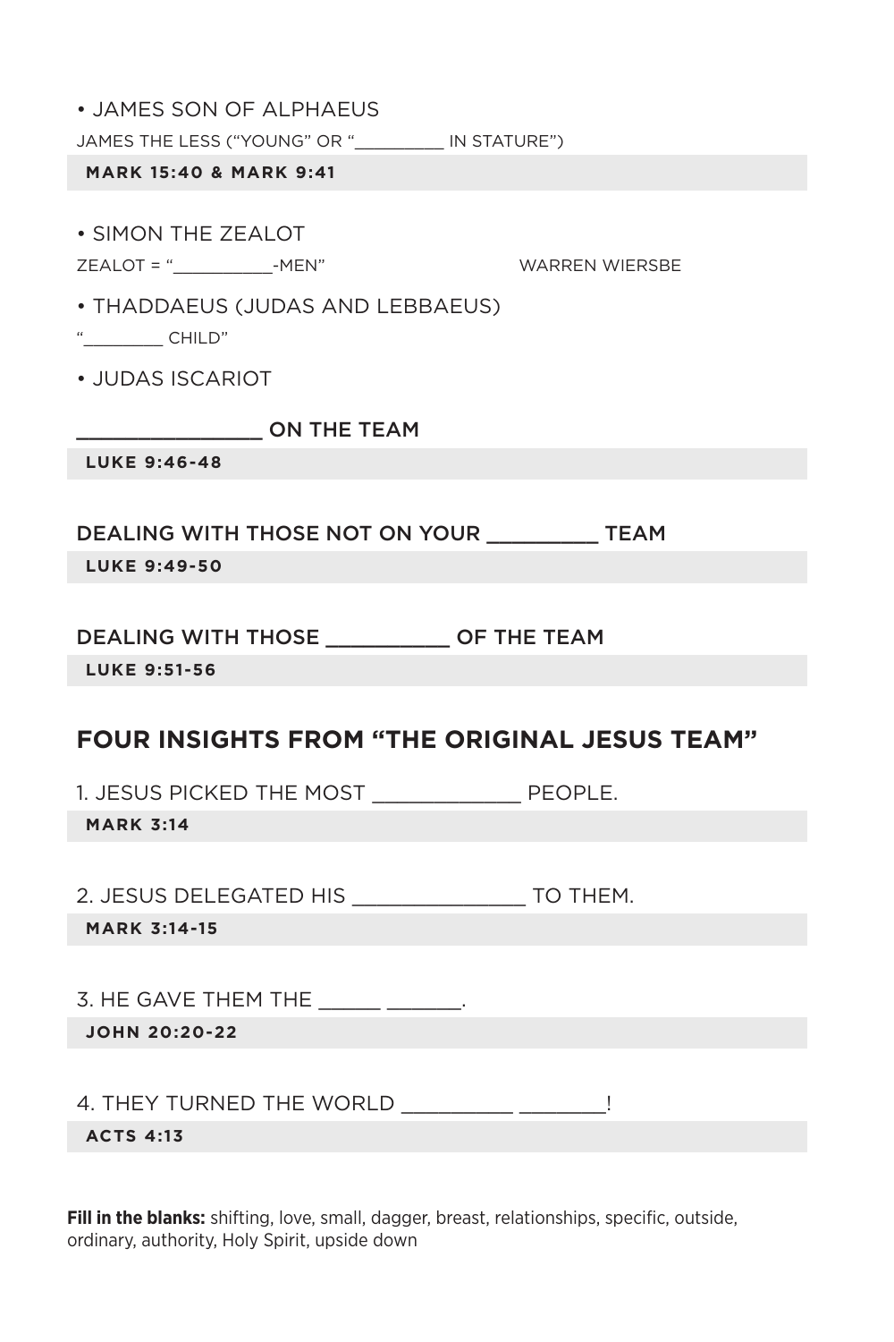• JAMES SON OF ALPHAEUS

JAMES THE LESS ("YOUNG" OR "_________ IN STATURE")

**MARK 15:40 & MARK 9:41**

• SIMON THE ZEALOT

ZEALOT = "__________-MEN" WARREN WIERSBE

• THADDAEUS (JUDAS AND LEBBAEUS)

"________ CHILD"

• JUDAS ISCARIOT

### _______________ ON THE TEAM

**LUKE 9:46-48**

### DEALING WITH THOSE NOT ON YOUR _________ TEAM

**LUKE 9:49-50**

### DEALING WITH THOSE __________ OF THE TEAM

**LUKE 9:51-56**

## FOUR INSIGHTS FROM "THE ORIGINAL JESUS TEAM"

1. JESUS PICKED THE MOST ____________ PEOPLE.

**MARK 3:14**

2. JESUS DELEGATED HIS ______________ TO THEM.

**MARK 3:14-15**

3. HE GAVE THEM THE _____ ______.

**JOHN 20:20-22**

4. THEY TURNED THE WORLD _________ _______!

**ACTS 4:13**

**Fill in the blanks:** shifting, love, small, dagger, breast, relationships, specific, outside, ordinary, authority, Holy Spirit, upside down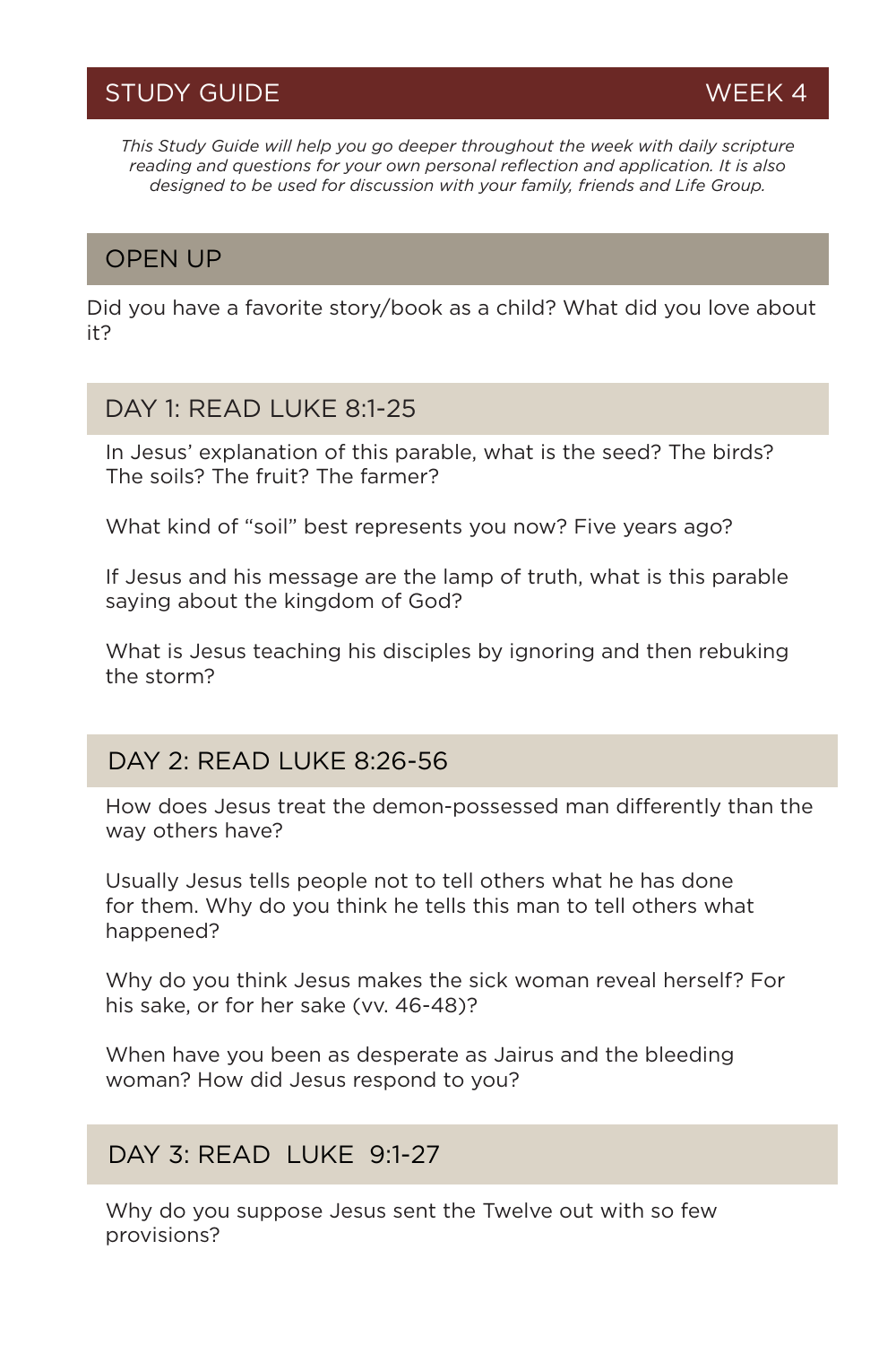## STUDY GUIDE — WEEK 4

*This Study Guide will help you go deeper throughout the week with daily scripture reading and questions for your own personal reflection and application. It is also designed to be used for discussion with your family, friends and Life Group.*

### OPEN UP

Did you have a favorite story/book as a child? What did you love about it?

### DAY 1: READ LUKE 8:1-25

In Jesus' explanation of this parable, what is the seed? The birds? The soils? The fruit? The farmer?

What kind of "soil" best represents you now? Five years ago?

If Jesus and his message are the lamp of truth, what is this parable saying about the kingdom of God?

What is Jesus teaching his disciples by ignoring and then rebuking the storm?

### DAY 2: READ LUKE 8:26-56

How does Jesus treat the demon-possessed man differently than the way others have?

Usually Jesus tells people not to tell others what he has done for them. Why do you think he tells this man to tell others what happened?

Why do you think Jesus makes the sick woman reveal herself? For his sake, or for her sake (vv. 46-48)?

When have you been as desperate as Jairus and the bleeding woman? How did Jesus respond to you?

### DAY 3: READ LUKE 9:1-27

Why do you suppose Jesus sent the Twelve out with so few provisions?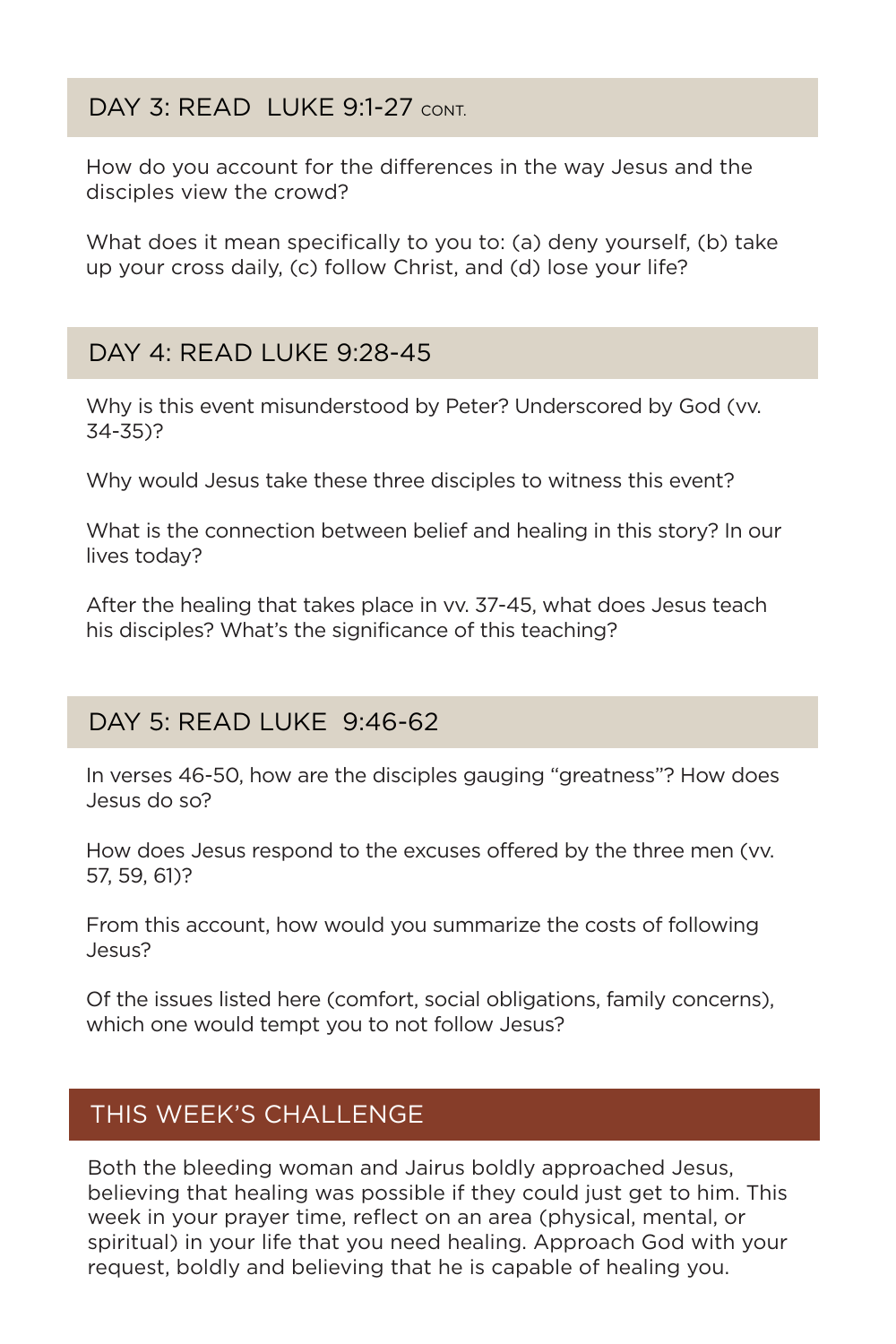## DAY 3: READ LUKE 9:1-27 CONT.

How do you account for the differences in the way Jesus and the disciples view the crowd?

What does it mean specifically to you to: (a) deny yourself, (b) take up your cross daily, (c) follow Christ, and (d) lose your life?

## DAY 4: READ LUKE 9:28-45

Why is this event misunderstood by Peter? Underscored by God (vv. 34-35)?

Why would Jesus take these three disciples to witness this event?

What is the connection between belief and healing in this story? In our lives today?

After the healing that takes place in vv. 37-45, what does Jesus teach his disciples? What's the significance of this teaching?

## DAY 5: READ LUKE 9:46-62

In verses 46-50, how are the disciples gauging "greatness"? How does Jesus do so?

How does Jesus respond to the excuses offered by the three men (vv. 57, 59, 61)?

From this account, how would you summarize the costs of following Jesus?

Of the issues listed here (comfort, social obligations, family concerns), which one would tempt you to not follow Jesus?

## THIS WEEK'S CHALLENGE

Both the bleeding woman and Jairus boldly approached Jesus, believing that healing was possible if they could just get to him. This week in your prayer time, reflect on an area (physical, mental, or spiritual) in your life that you need healing. Approach God with your request, boldly and believing that he is capable of healing you.